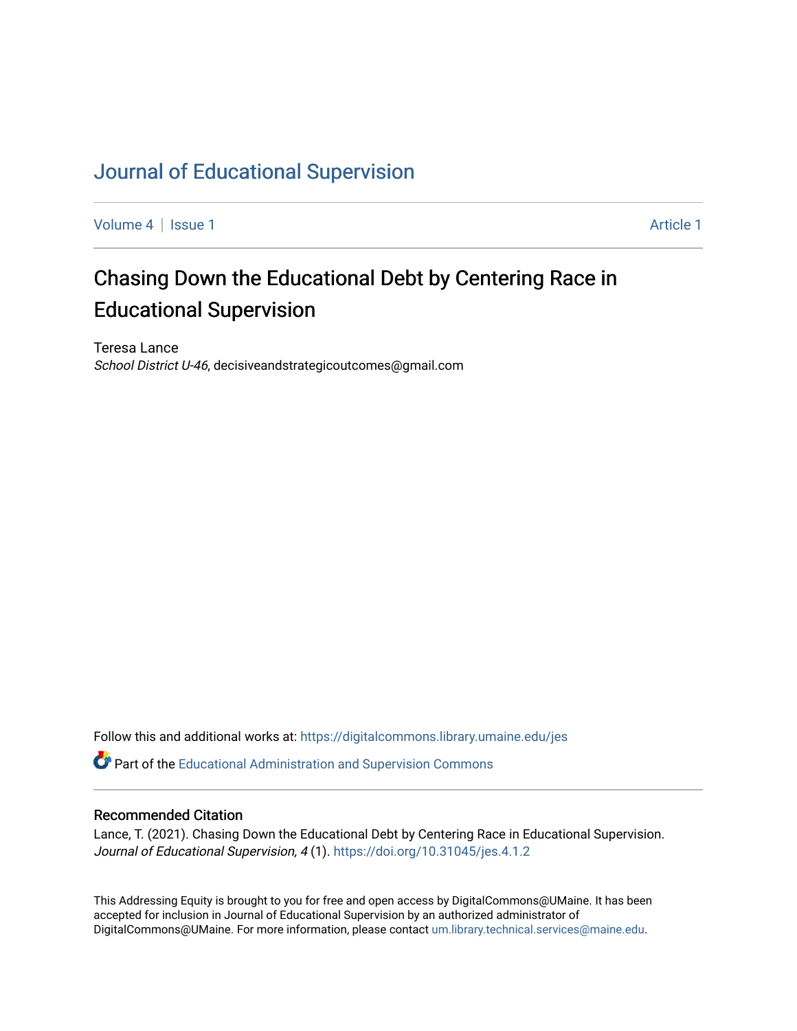# Journal of Educational Supervision

Volume 4 | Issue 1 Article 1

## Chasing Down the Educational Debt by Centering Race in Educational Supervision

Teresa Lance
*School District U-46*, decisiveandstrategicoutcomes@gmail.com

Follow this and additional works at: https://digitalcommons.library.umaine.edu/jes

Part of the Educational Administration and Supervision Commons

### Recommended Citation

Lance, T. (2021). Chasing Down the Educational Debt by Centering Race in Educational Supervision. *Journal of Educational Supervision, 4* (1). https://doi.org/10.31045/jes.4.1.2

This Addressing Equity is brought to you for free and open access by DigitalCommons@UMaine. It has been accepted for inclusion in Journal of Educational Supervision by an authorized administrator of DigitalCommons@UMaine. For more information, please contact um.library.technical.services@maine.edu.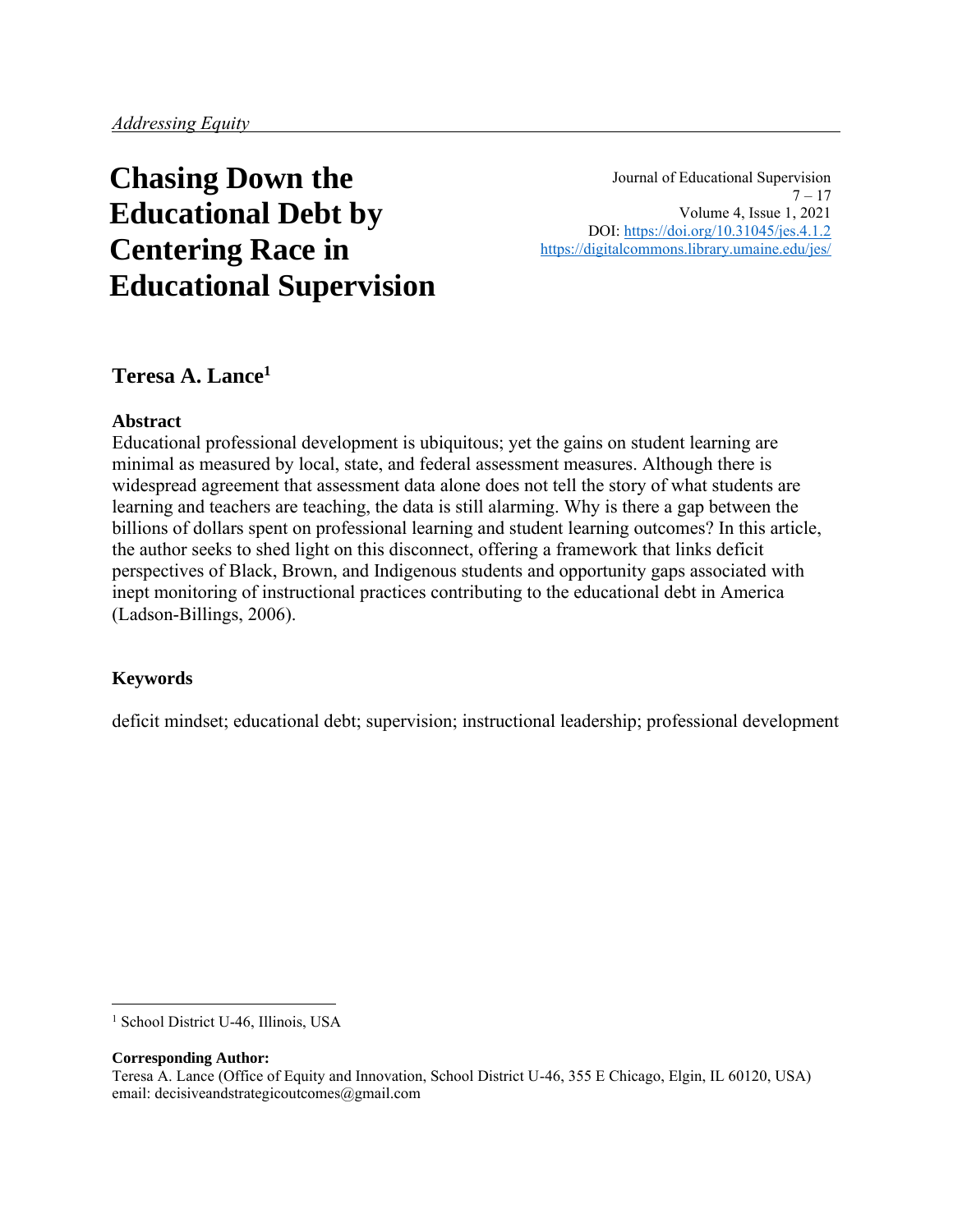*Addressing Equity*

# Chasing Down the Educational Debt by Centering Race in Educational Supervision

Journal of Educational Supervision
7 – 17
Volume 4, Issue 1, 2021
DOI: https://doi.org/10.31045/jes.4.1.2
https://digitalcommons.library.umaine.edu/jes/

**Teresa A. Lance**[1]

## Abstract

Educational professional development is ubiquitous; yet the gains on student learning are minimal as measured by local, state, and federal assessment measures. Although there is widespread agreement that assessment data alone does not tell the story of what students are learning and teachers are teaching, the data is still alarming. Why is there a gap between the billions of dollars spent on professional learning and student learning outcomes? In this article, the author seeks to shed light on this disconnect, offering a framework that links deficit perspectives of Black, Brown, and Indigenous students and opportunity gaps associated with inept monitoring of instructional practices contributing to the educational debt in America (Ladson-Billings, 2006).

## Keywords

deficit mindset; educational debt; supervision; instructional leadership; professional development

---

[1] School District U-46, Illinois, USA

**Corresponding Author:**
Teresa A. Lance (Office of Equity and Innovation, School District U-46, 355 E Chicago, Elgin, IL 60120, USA)
email: decisiveandstrategicoutcomes@gmail.com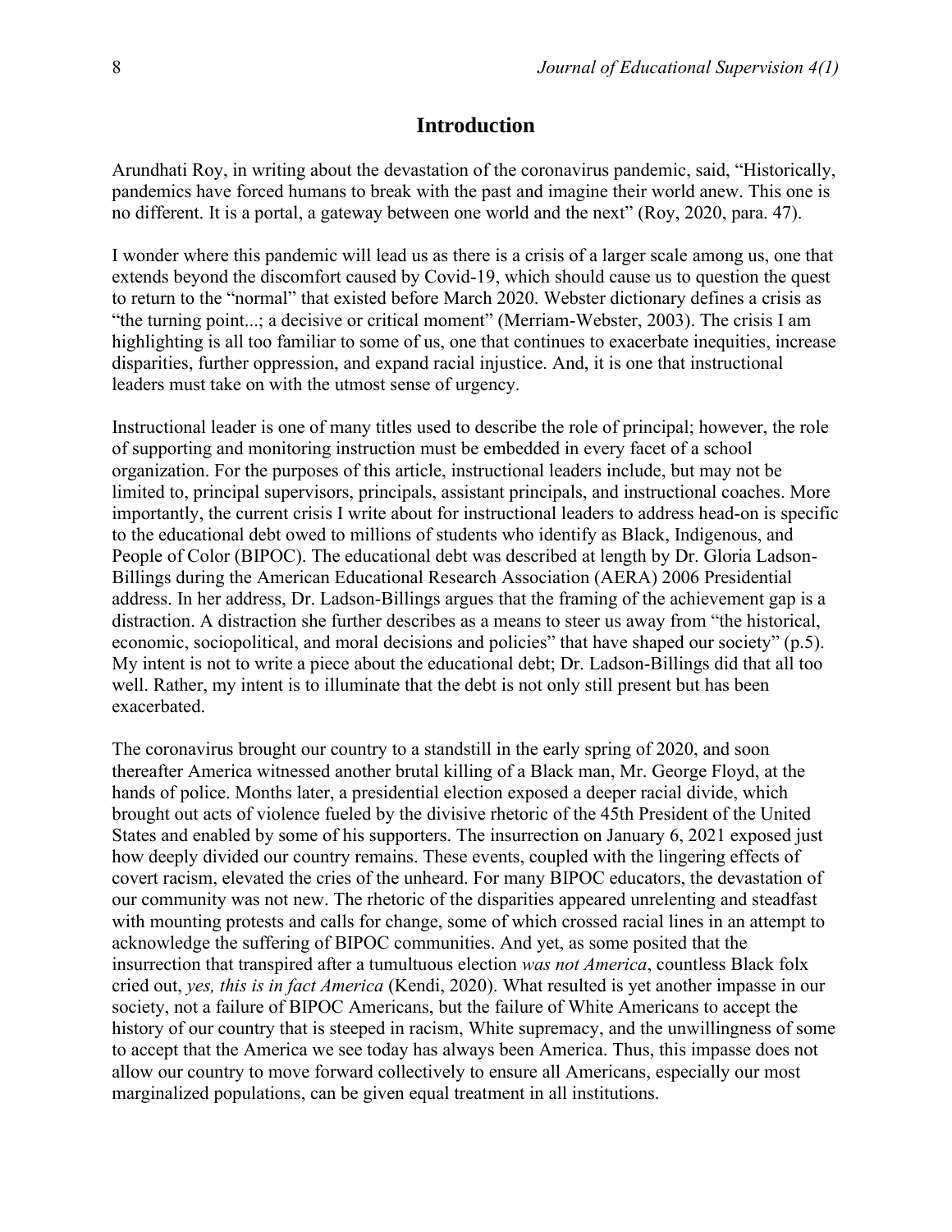## Introduction

Arundhati Roy, in writing about the devastation of the coronavirus pandemic, said, "Historically, pandemics have forced humans to break with the past and imagine their world anew. This one is no different. It is a portal, a gateway between one world and the next" (Roy, 2020, para. 47).

I wonder where this pandemic will lead us as there is a crisis of a larger scale among us, one that extends beyond the discomfort caused by Covid-19, which should cause us to question the quest to return to the "normal" that existed before March 2020. Webster dictionary defines a crisis as "the turning point...; a decisive or critical moment" (Merriam-Webster, 2003). The crisis I am highlighting is all too familiar to some of us, one that continues to exacerbate inequities, increase disparities, further oppression, and expand racial injustice. And, it is one that instructional leaders must take on with the utmost sense of urgency.

Instructional leader is one of many titles used to describe the role of principal; however, the role of supporting and monitoring instruction must be embedded in every facet of a school organization. For the purposes of this article, instructional leaders include, but may not be limited to, principal supervisors, principals, assistant principals, and instructional coaches. More importantly, the current crisis I write about for instructional leaders to address head-on is specific to the educational debt owed to millions of students who identify as Black, Indigenous, and People of Color (BIPOC). The educational debt was described at length by Dr. Gloria Ladson-Billings during the American Educational Research Association (AERA) 2006 Presidential address. In her address, Dr. Ladson-Billings argues that the framing of the achievement gap is a distraction. A distraction she further describes as a means to steer us away from "the historical, economic, sociopolitical, and moral decisions and policies" that have shaped our society" (p.5). My intent is not to write a piece about the educational debt; Dr. Ladson-Billings did that all too well. Rather, my intent is to illuminate that the debt is not only still present but has been exacerbated.

The coronavirus brought our country to a standstill in the early spring of 2020, and soon thereafter America witnessed another brutal killing of a Black man, Mr. George Floyd, at the hands of police. Months later, a presidential election exposed a deeper racial divide, which brought out acts of violence fueled by the divisive rhetoric of the 45th President of the United States and enabled by some of his supporters. The insurrection on January 6, 2021 exposed just how deeply divided our country remains. These events, coupled with the lingering effects of covert racism, elevated the cries of the unheard. For many BIPOC educators, the devastation of our community was not new. The rhetoric of the disparities appeared unrelenting and steadfast with mounting protests and calls for change, some of which crossed racial lines in an attempt to acknowledge the suffering of BIPOC communities. And yet, as some posited that the insurrection that transpired after a tumultuous election *was not America*, countless Black folx cried out, *yes, this is in fact America* (Kendi, 2020). What resulted is yet another impasse in our society, not a failure of BIPOC Americans, but the failure of White Americans to accept the history of our country that is steeped in racism, White supremacy, and the unwillingness of some to accept that the America we see today has always been America. Thus, this impasse does not allow our country to move forward collectively to ensure all Americans, especially our most marginalized populations, can be given equal treatment in all institutions.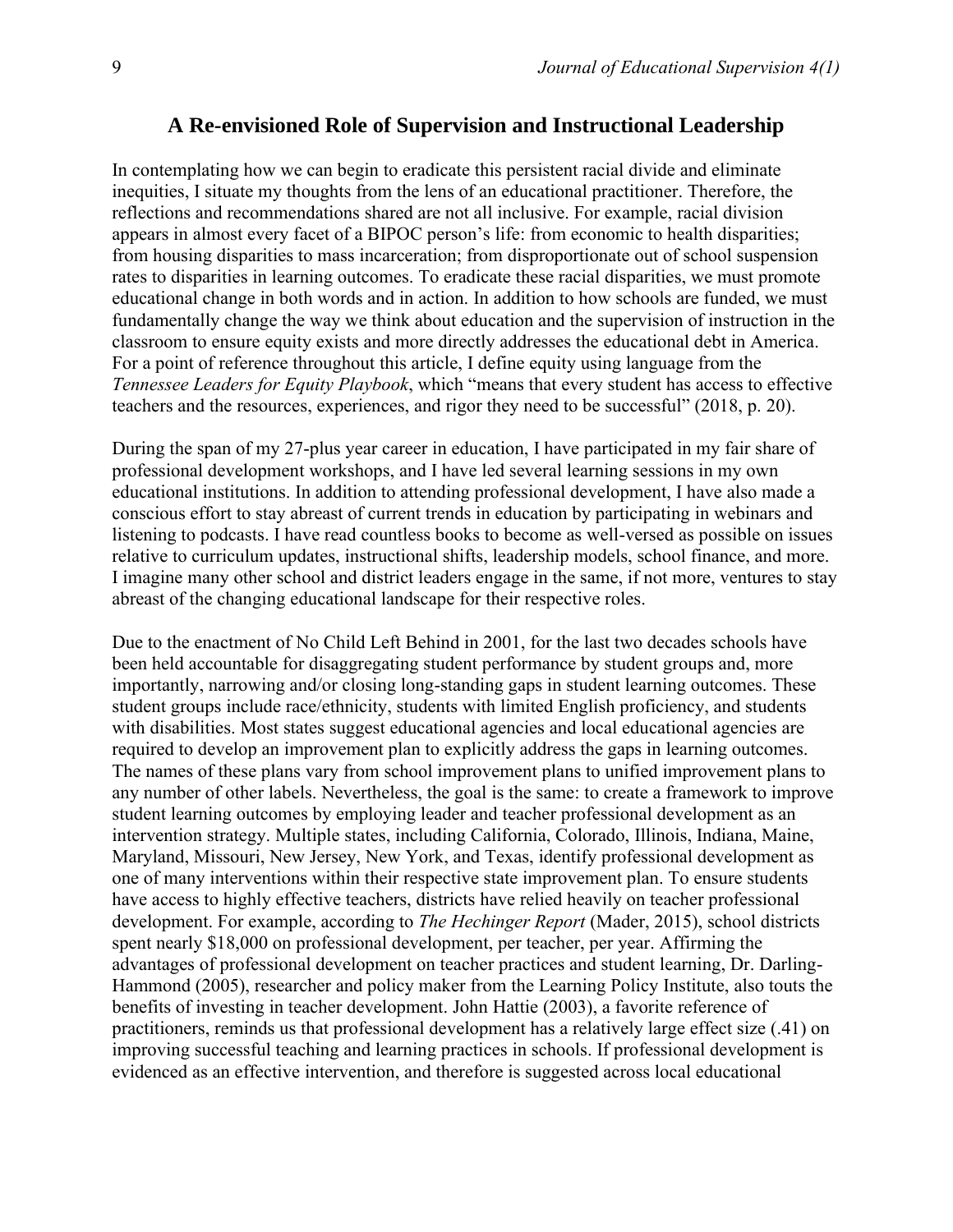## A Re-envisioned Role of Supervision and Instructional Leadership

In contemplating how we can begin to eradicate this persistent racial divide and eliminate inequities, I situate my thoughts from the lens of an educational practitioner. Therefore, the reflections and recommendations shared are not all inclusive. For example, racial division appears in almost every facet of a BIPOC person's life: from economic to health disparities; from housing disparities to mass incarceration; from disproportionate out of school suspension rates to disparities in learning outcomes. To eradicate these racial disparities, we must promote educational change in both words and in action. In addition to how schools are funded, we must fundamentally change the way we think about education and the supervision of instruction in the classroom to ensure equity exists and more directly addresses the educational debt in America. For a point of reference throughout this article, I define equity using language from the *Tennessee Leaders for Equity Playbook*, which "means that every student has access to effective teachers and the resources, experiences, and rigor they need to be successful" (2018, p. 20).

During the span of my 27-plus year career in education, I have participated in my fair share of professional development workshops, and I have led several learning sessions in my own educational institutions. In addition to attending professional development, I have also made a conscious effort to stay abreast of current trends in education by participating in webinars and listening to podcasts. I have read countless books to become as well-versed as possible on issues relative to curriculum updates, instructional shifts, leadership models, school finance, and more. I imagine many other school and district leaders engage in the same, if not more, ventures to stay abreast of the changing educational landscape for their respective roles.

Due to the enactment of No Child Left Behind in 2001, for the last two decades schools have been held accountable for disaggregating student performance by student groups and, more importantly, narrowing and/or closing long-standing gaps in student learning outcomes. These student groups include race/ethnicity, students with limited English proficiency, and students with disabilities. Most states suggest educational agencies and local educational agencies are required to develop an improvement plan to explicitly address the gaps in learning outcomes. The names of these plans vary from school improvement plans to unified improvement plans to any number of other labels. Nevertheless, the goal is the same: to create a framework to improve student learning outcomes by employing leader and teacher professional development as an intervention strategy. Multiple states, including California, Colorado, Illinois, Indiana, Maine, Maryland, Missouri, New Jersey, New York, and Texas, identify professional development as one of many interventions within their respective state improvement plan. To ensure students have access to highly effective teachers, districts have relied heavily on teacher professional development. For example, according to *The Hechinger Report* (Mader, 2015), school districts spent nearly $18,000 on professional development, per teacher, per year. Affirming the advantages of professional development on teacher practices and student learning, Dr. Darling-Hammond (2005), researcher and policy maker from the Learning Policy Institute, also touts the benefits of investing in teacher development. John Hattie (2003), a favorite reference of practitioners, reminds us that professional development has a relatively large effect size (.41) on improving successful teaching and learning practices in schools. If professional development is evidenced as an effective intervention, and therefore is suggested across local educational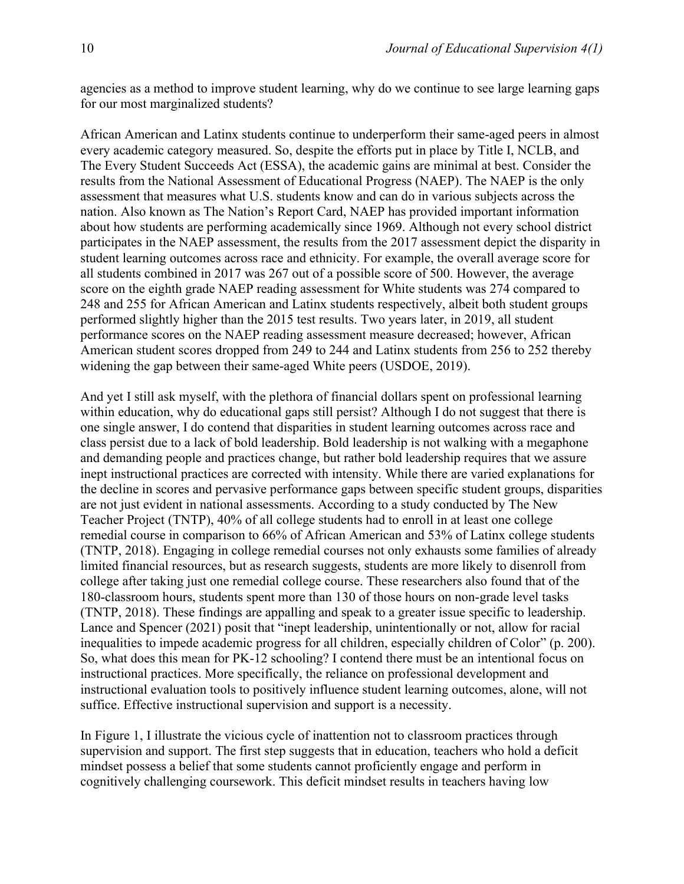agencies as a method to improve student learning, why do we continue to see large learning gaps for our most marginalized students?

African American and Latinx students continue to underperform their same-aged peers in almost every academic category measured. So, despite the efforts put in place by Title I, NCLB, and The Every Student Succeeds Act (ESSA), the academic gains are minimal at best. Consider the results from the National Assessment of Educational Progress (NAEP). The NAEP is the only assessment that measures what U.S. students know and can do in various subjects across the nation. Also known as The Nation's Report Card, NAEP has provided important information about how students are performing academically since 1969. Although not every school district participates in the NAEP assessment, the results from the 2017 assessment depict the disparity in student learning outcomes across race and ethnicity. For example, the overall average score for all students combined in 2017 was 267 out of a possible score of 500. However, the average score on the eighth grade NAEP reading assessment for White students was 274 compared to 248 and 255 for African American and Latinx students respectively, albeit both student groups performed slightly higher than the 2015 test results. Two years later, in 2019, all student performance scores on the NAEP reading assessment measure decreased; however, African American student scores dropped from 249 to 244 and Latinx students from 256 to 252 thereby widening the gap between their same-aged White peers (USDOE, 2019).

And yet I still ask myself, with the plethora of financial dollars spent on professional learning within education, why do educational gaps still persist? Although I do not suggest that there is one single answer, I do contend that disparities in student learning outcomes across race and class persist due to a lack of bold leadership. Bold leadership is not walking with a megaphone and demanding people and practices change, but rather bold leadership requires that we assure inept instructional practices are corrected with intensity. While there are varied explanations for the decline in scores and pervasive performance gaps between specific student groups, disparities are not just evident in national assessments. According to a study conducted by The New Teacher Project (TNTP), 40% of all college students had to enroll in at least one college remedial course in comparison to 66% of African American and 53% of Latinx college students (TNTP, 2018). Engaging in college remedial courses not only exhausts some families of already limited financial resources, but as research suggests, students are more likely to disenroll from college after taking just one remedial college course. These researchers also found that of the 180-classroom hours, students spent more than 130 of those hours on non-grade level tasks (TNTP, 2018). These findings are appalling and speak to a greater issue specific to leadership. Lance and Spencer (2021) posit that "inept leadership, unintentionally or not, allow for racial inequalities to impede academic progress for all children, especially children of Color" (p. 200). So, what does this mean for PK-12 schooling? I contend there must be an intentional focus on instructional practices. More specifically, the reliance on professional development and instructional evaluation tools to positively influence student learning outcomes, alone, will not suffice. Effective instructional supervision and support is a necessity.

In Figure 1, I illustrate the vicious cycle of inattention not to classroom practices through supervision and support. The first step suggests that in education, teachers who hold a deficit mindset possess a belief that some students cannot proficiently engage and perform in cognitively challenging coursework. This deficit mindset results in teachers having low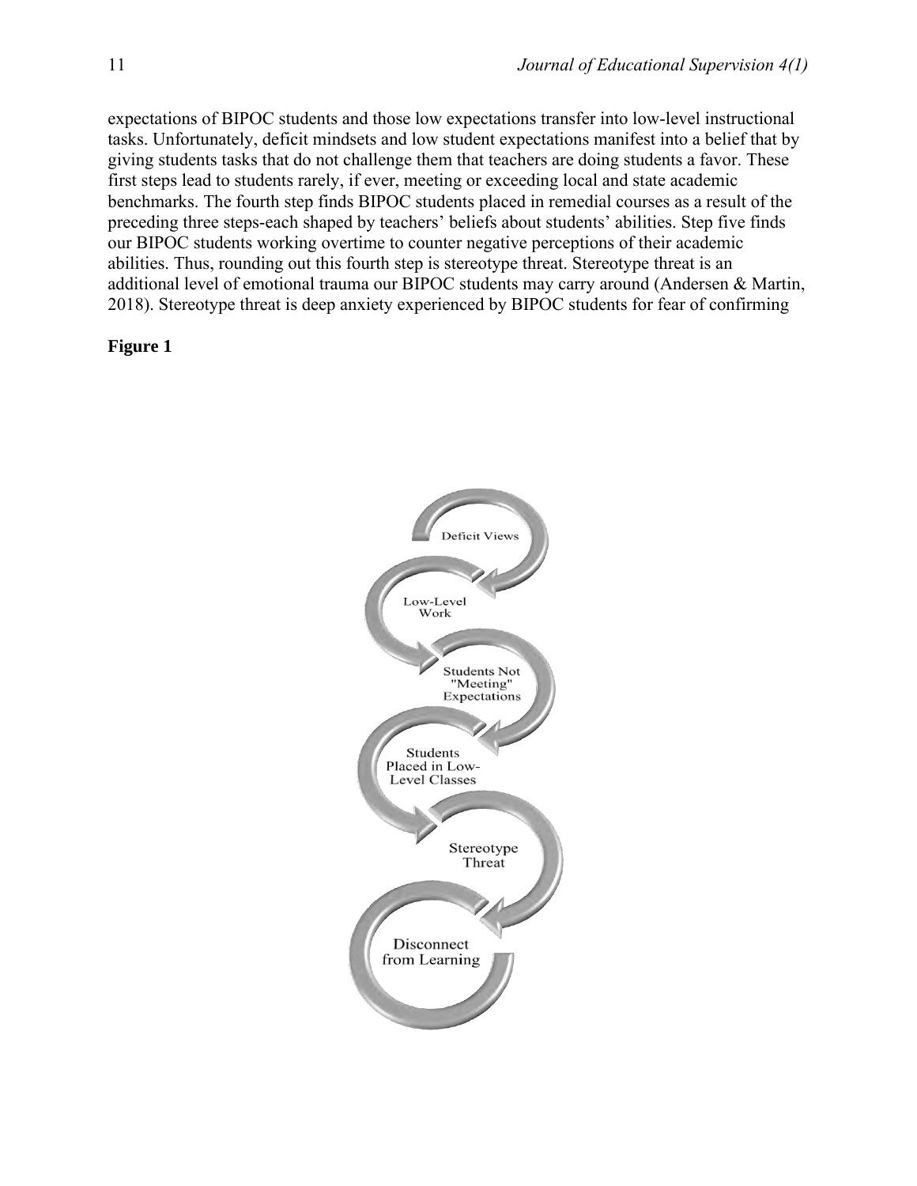expectations of BIPOC students and those low expectations transfer into low-level instructional tasks. Unfortunately, deficit mindsets and low student expectations manifest into a belief that by giving students tasks that do not challenge them that teachers are doing students a favor. These first steps lead to students rarely, if ever, meeting or exceeding local and state academic benchmarks. The fourth step finds BIPOC students placed in remedial courses as a result of the preceding three steps-each shaped by teachers' beliefs about students' abilities. Step five finds our BIPOC students working overtime to counter negative perceptions of their academic abilities. Thus, rounding out this fourth step is stereotype threat. Stereotype threat is an additional level of emotional trauma our BIPOC students may carry around (Andersen & Martin, 2018). Stereotype threat is deep anxiety experienced by BIPOC students for fear of confirming

**Figure 1**

Deficit Views

Low-Level Work

Students Not "Meeting" Expectations

Students Placed in Low-Level Classes

Stereotype Threat

Disconnect from Learning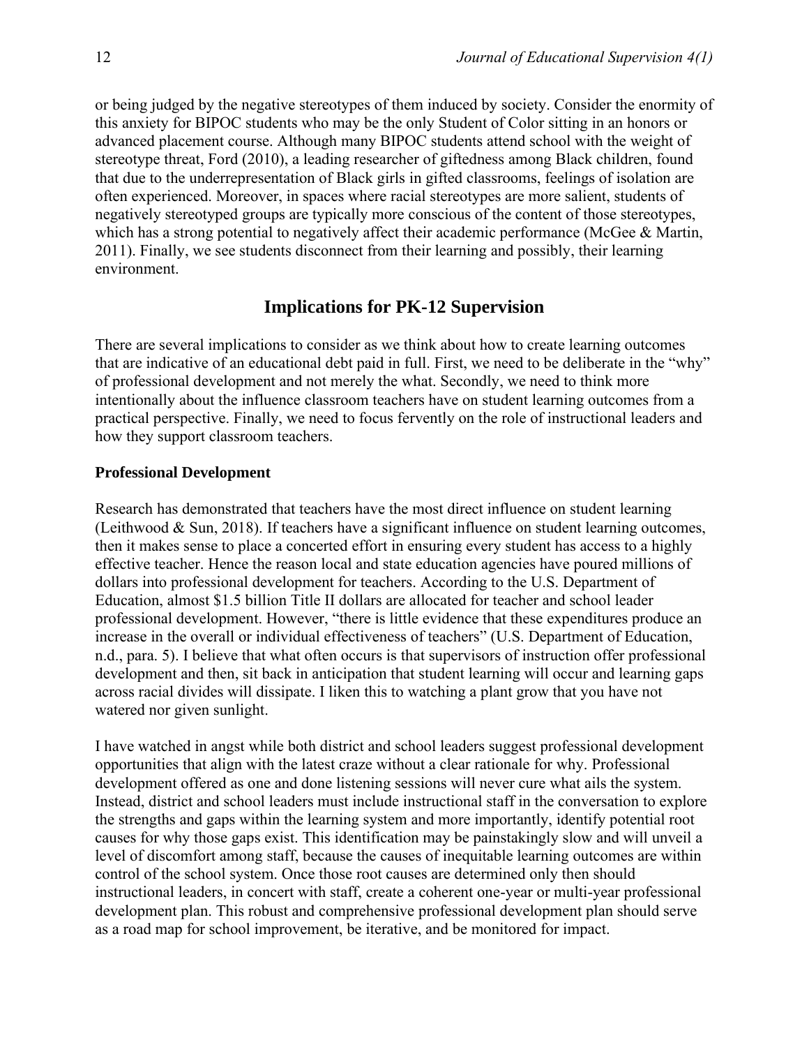or being judged by the negative stereotypes of them induced by society. Consider the enormity of this anxiety for BIPOC students who may be the only Student of Color sitting in an honors or advanced placement course. Although many BIPOC students attend school with the weight of stereotype threat, Ford (2010), a leading researcher of giftedness among Black children, found that due to the underrepresentation of Black girls in gifted classrooms, feelings of isolation are often experienced. Moreover, in spaces where racial stereotypes are more salient, students of negatively stereotyped groups are typically more conscious of the content of those stereotypes, which has a strong potential to negatively affect their academic performance (McGee & Martin, 2011). Finally, we see students disconnect from their learning and possibly, their learning environment.

## Implications for PK-12 Supervision

There are several implications to consider as we think about how to create learning outcomes that are indicative of an educational debt paid in full. First, we need to be deliberate in the "why" of professional development and not merely the what. Secondly, we need to think more intentionally about the influence classroom teachers have on student learning outcomes from a practical perspective. Finally, we need to focus fervently on the role of instructional leaders and how they support classroom teachers.

### Professional Development

Research has demonstrated that teachers have the most direct influence on student learning (Leithwood & Sun, 2018). If teachers have a significant influence on student learning outcomes, then it makes sense to place a concerted effort in ensuring every student has access to a highly effective teacher. Hence the reason local and state education agencies have poured millions of dollars into professional development for teachers. According to the U.S. Department of Education, almost $1.5 billion Title II dollars are allocated for teacher and school leader professional development. However, "there is little evidence that these expenditures produce an increase in the overall or individual effectiveness of teachers" (U.S. Department of Education, n.d., para. 5). I believe that what often occurs is that supervisors of instruction offer professional development and then, sit back in anticipation that student learning will occur and learning gaps across racial divides will dissipate. I liken this to watching a plant grow that you have not watered nor given sunlight.

I have watched in angst while both district and school leaders suggest professional development opportunities that align with the latest craze without a clear rationale for why. Professional development offered as one and done listening sessions will never cure what ails the system. Instead, district and school leaders must include instructional staff in the conversation to explore the strengths and gaps within the learning system and more importantly, identify potential root causes for why those gaps exist. This identification may be painstakingly slow and will unveil a level of discomfort among staff, because the causes of inequitable learning outcomes are within control of the school system. Once those root causes are determined only then should instructional leaders, in concert with staff, create a coherent one-year or multi-year professional development plan. This robust and comprehensive professional development plan should serve as a road map for school improvement, be iterative, and be monitored for impact.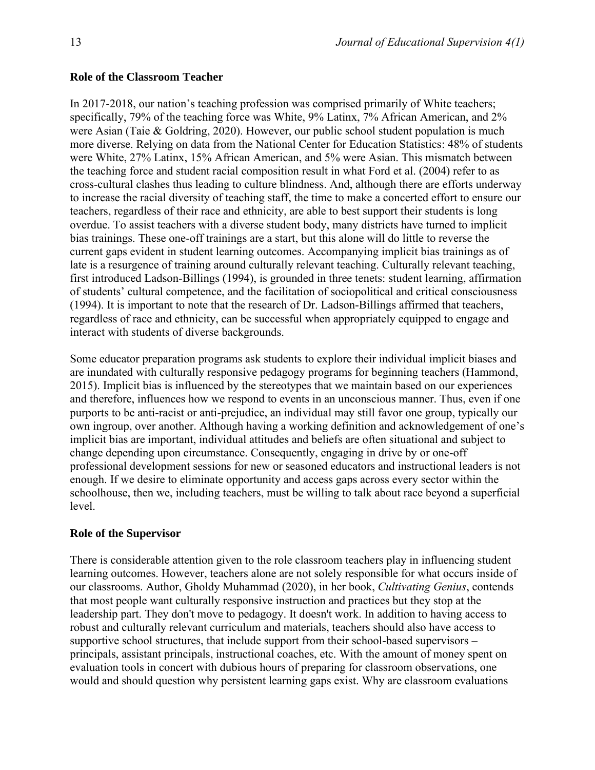**Role of the Classroom Teacher**

In 2017-2018, our nation's teaching profession was comprised primarily of White teachers; specifically, 79% of the teaching force was White, 9% Latinx, 7% African American, and 2% were Asian (Taie & Goldring, 2020). However, our public school student population is much more diverse. Relying on data from the National Center for Education Statistics: 48% of students were White, 27% Latinx, 15% African American, and 5% were Asian. This mismatch between the teaching force and student racial composition result in what Ford et al. (2004) refer to as cross-cultural clashes thus leading to culture blindness. And, although there are efforts underway to increase the racial diversity of teaching staff, the time to make a concerted effort to ensure our teachers, regardless of their race and ethnicity, are able to best support their students is long overdue. To assist teachers with a diverse student body, many districts have turned to implicit bias trainings. These one-off trainings are a start, but this alone will do little to reverse the current gaps evident in student learning outcomes. Accompanying implicit bias trainings as of late is a resurgence of training around culturally relevant teaching. Culturally relevant teaching, first introduced Ladson-Billings (1994), is grounded in three tenets: student learning, affirmation of students' cultural competence, and the facilitation of sociopolitical and critical consciousness (1994). It is important to note that the research of Dr. Ladson-Billings affirmed that teachers, regardless of race and ethnicity, can be successful when appropriately equipped to engage and interact with students of diverse backgrounds.

Some educator preparation programs ask students to explore their individual implicit biases and are inundated with culturally responsive pedagogy programs for beginning teachers (Hammond, 2015). Implicit bias is influenced by the stereotypes that we maintain based on our experiences and therefore, influences how we respond to events in an unconscious manner. Thus, even if one purports to be anti-racist or anti-prejudice, an individual may still favor one group, typically our own ingroup, over another. Although having a working definition and acknowledgement of one's implicit bias are important, individual attitudes and beliefs are often situational and subject to change depending upon circumstance. Consequently, engaging in drive by or one-off professional development sessions for new or seasoned educators and instructional leaders is not enough. If we desire to eliminate opportunity and access gaps across every sector within the schoolhouse, then we, including teachers, must be willing to talk about race beyond a superficial level.

**Role of the Supervisor**

There is considerable attention given to the role classroom teachers play in influencing student learning outcomes. However, teachers alone are not solely responsible for what occurs inside of our classrooms. Author, Gholdy Muhammad (2020), in her book, *Cultivating Genius*, contends that most people want culturally responsive instruction and practices but they stop at the leadership part. They don't move to pedagogy. It doesn't work. In addition to having access to robust and culturally relevant curriculum and materials, teachers should also have access to supportive school structures, that include support from their school-based supervisors – principals, assistant principals, instructional coaches, etc. With the amount of money spent on evaluation tools in concert with dubious hours of preparing for classroom observations, one would and should question why persistent learning gaps exist. Why are classroom evaluations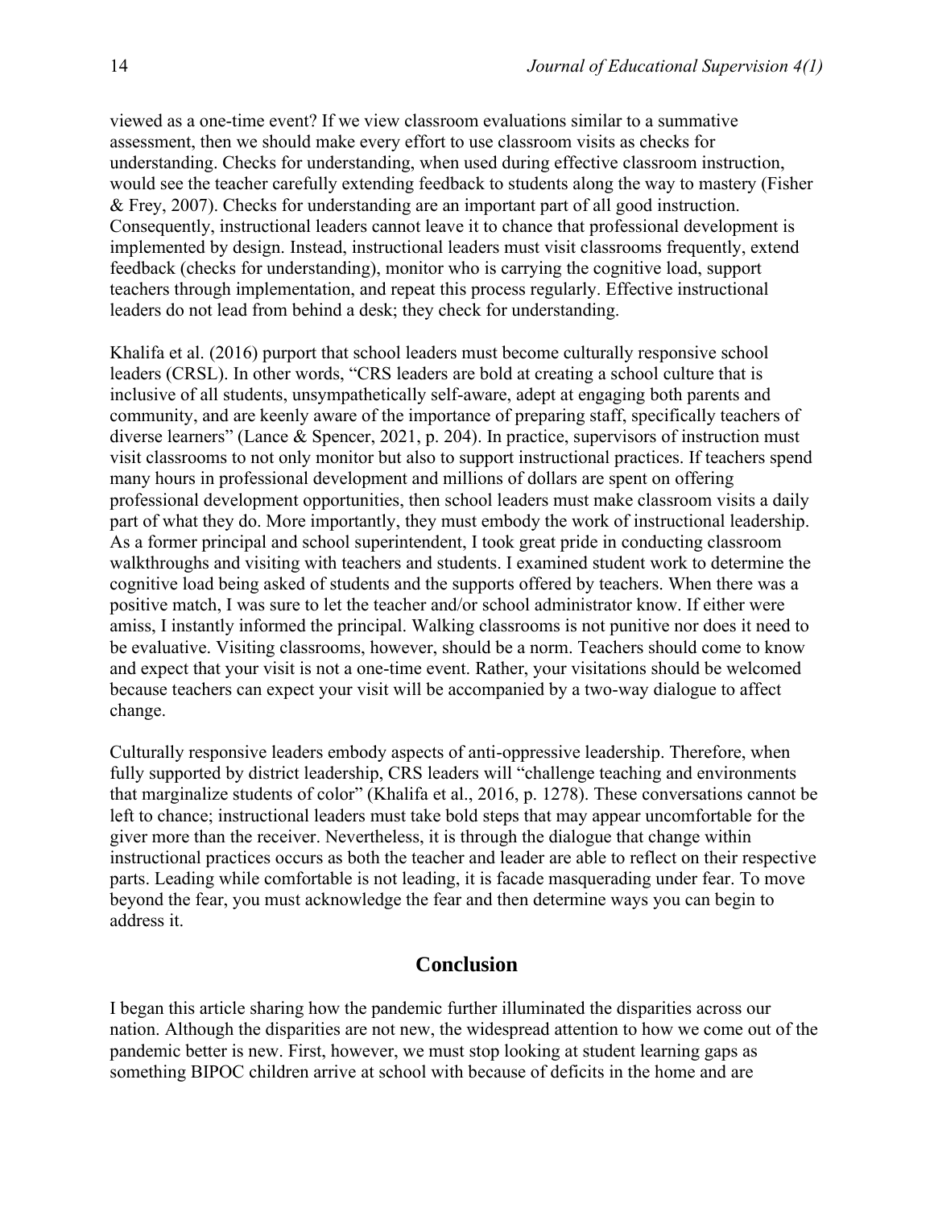viewed as a one-time event? If we view classroom evaluations similar to a summative assessment, then we should make every effort to use classroom visits as checks for understanding. Checks for understanding, when used during effective classroom instruction, would see the teacher carefully extending feedback to students along the way to mastery (Fisher & Frey, 2007). Checks for understanding are an important part of all good instruction. Consequently, instructional leaders cannot leave it to chance that professional development is implemented by design. Instead, instructional leaders must visit classrooms frequently, extend feedback (checks for understanding), monitor who is carrying the cognitive load, support teachers through implementation, and repeat this process regularly. Effective instructional leaders do not lead from behind a desk; they check for understanding.

Khalifa et al. (2016) purport that school leaders must become culturally responsive school leaders (CRSL). In other words, "CRS leaders are bold at creating a school culture that is inclusive of all students, unsympathetically self-aware, adept at engaging both parents and community, and are keenly aware of the importance of preparing staff, specifically teachers of diverse learners" (Lance & Spencer, 2021, p. 204). In practice, supervisors of instruction must visit classrooms to not only monitor but also to support instructional practices. If teachers spend many hours in professional development and millions of dollars are spent on offering professional development opportunities, then school leaders must make classroom visits a daily part of what they do. More importantly, they must embody the work of instructional leadership. As a former principal and school superintendent, I took great pride in conducting classroom walkthroughs and visiting with teachers and students. I examined student work to determine the cognitive load being asked of students and the supports offered by teachers. When there was a positive match, I was sure to let the teacher and/or school administrator know. If either were amiss, I instantly informed the principal. Walking classrooms is not punitive nor does it need to be evaluative. Visiting classrooms, however, should be a norm. Teachers should come to know and expect that your visit is not a one-time event. Rather, your visitations should be welcomed because teachers can expect your visit will be accompanied by a two-way dialogue to affect change.

Culturally responsive leaders embody aspects of anti-oppressive leadership. Therefore, when fully supported by district leadership, CRS leaders will "challenge teaching and environments that marginalize students of color" (Khalifa et al., 2016, p. 1278). These conversations cannot be left to chance; instructional leaders must take bold steps that may appear uncomfortable for the giver more than the receiver. Nevertheless, it is through the dialogue that change within instructional practices occurs as both the teacher and leader are able to reflect on their respective parts. Leading while comfortable is not leading, it is facade masquerading under fear. To move beyond the fear, you must acknowledge the fear and then determine ways you can begin to address it.

## Conclusion

I began this article sharing how the pandemic further illuminated the disparities across our nation. Although the disparities are not new, the widespread attention to how we come out of the pandemic better is new. First, however, we must stop looking at student learning gaps as something BIPOC children arrive at school with because of deficits in the home and are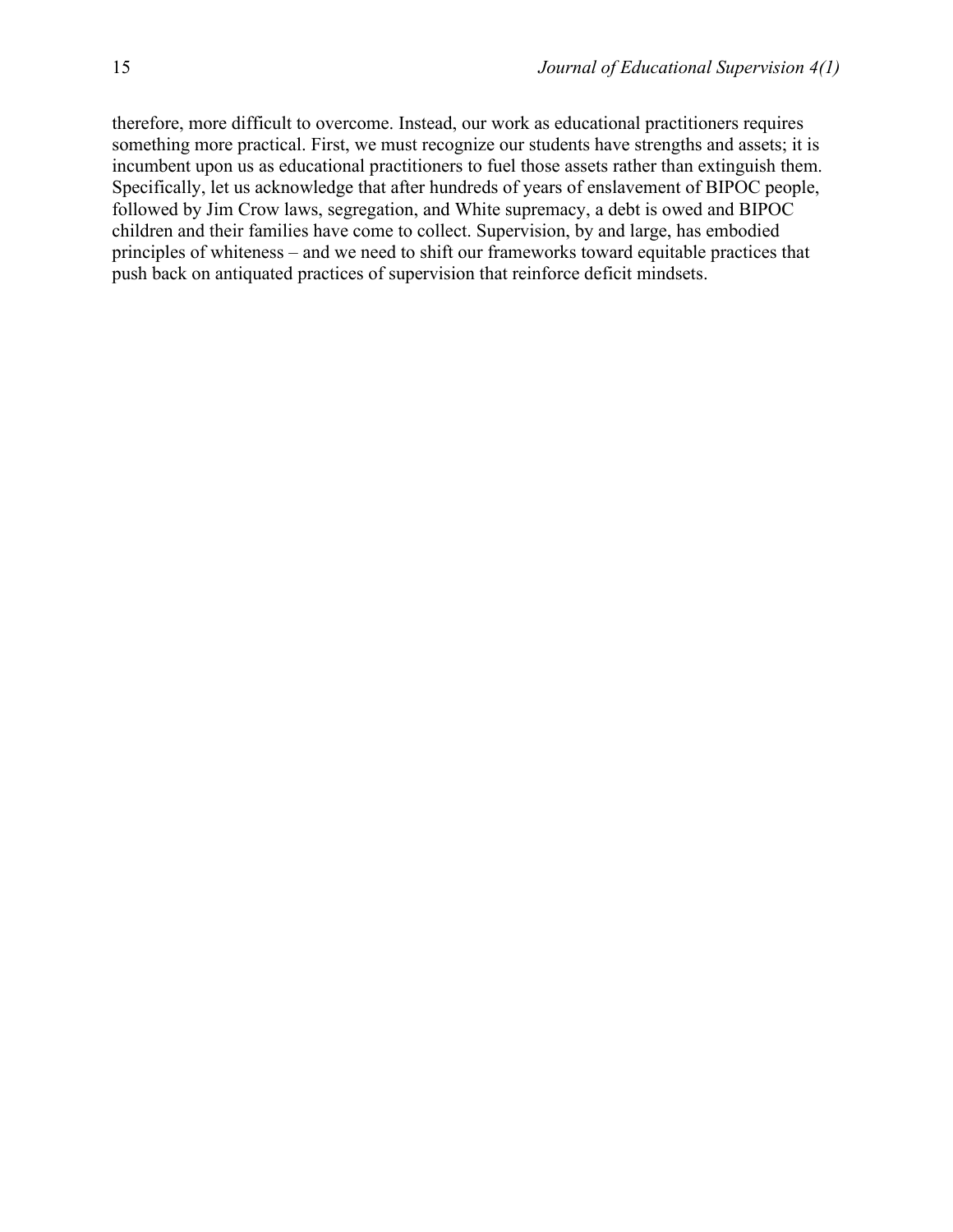therefore, more difficult to overcome. Instead, our work as educational practitioners requires something more practical. First, we must recognize our students have strengths and assets; it is incumbent upon us as educational practitioners to fuel those assets rather than extinguish them. Specifically, let us acknowledge that after hundreds of years of enslavement of BIPOC people, followed by Jim Crow laws, segregation, and White supremacy, a debt is owed and BIPOC children and their families have come to collect. Supervision, by and large, has embodied principles of whiteness – and we need to shift our frameworks toward equitable practices that push back on antiquated practices of supervision that reinforce deficit mindsets.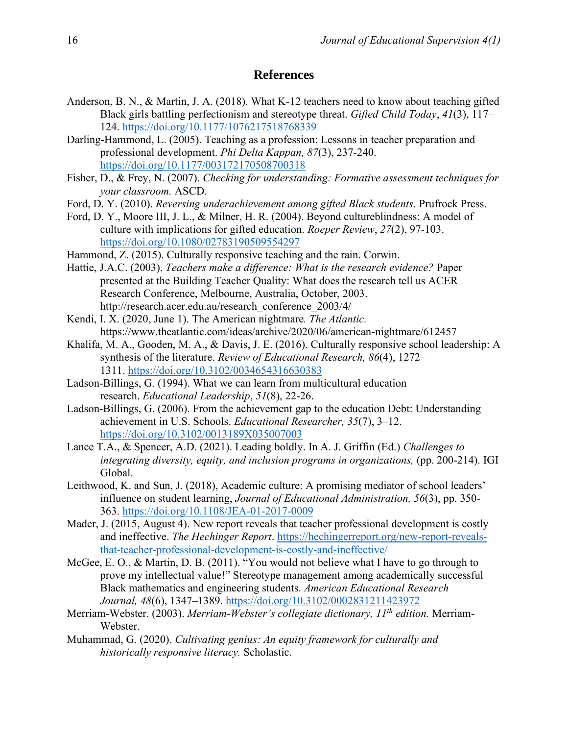# References

Anderson, B. N., & Martin, J. A. (2018). What K-12 teachers need to know about teaching gifted Black girls battling perfectionism and stereotype threat. *Gifted Child Today*, *41*(3), 117–124. https://doi.org/10.1177/1076217518768339

Darling-Hammond, L. (2005). Teaching as a profession: Lessons in teacher preparation and professional development. *Phi Delta Kappan, 87*(3), 237-240. https://doi.org/10.1177/003172170508700318

Fisher, D., & Frey, N. (2007). *Checking for understanding: Formative assessment techniques for your classroom.* ASCD.

Ford, D. Y. (2010). *Reversing underachievement among gifted Black students*. Prufrock Press.

Ford, D. Y., Moore III, J. L., & Milner, H. R. (2004). Beyond cultureblindness: A model of culture with implications for gifted education. *Roeper Review*, *27*(2), 97-103. https://doi.org/10.1080/02783190509554297

Hammond, Z. (2015). Culturally responsive teaching and the rain. Corwin.

Hattie, J.A.C. (2003). *Teachers make a difference: What is the research evidence?* Paper presented at the Building Teacher Quality: What does the research tell us ACER Research Conference, Melbourne, Australia, October, 2003. http://research.acer.edu.au/research_conference_2003/4/

Kendi, I. X. (2020, June 1). The American nightmare*. The Atlantic.* https://www.theatlantic.com/ideas/archive/2020/06/american-nightmare/612457

Khalifa, M. A., Gooden, M. A., & Davis, J. E. (2016). Culturally responsive school leadership: A synthesis of the literature. *Review of Educational Research, 86*(4), 1272–1311. https://doi.org/10.3102/0034654316630383

Ladson-Billings, G. (1994). What we can learn from multicultural education research. *Educational Leadership*, *51*(8), 22-26.

Ladson-Billings, G. (2006). From the achievement gap to the education Debt: Understanding achievement in U.S. Schools. *Educational Researcher, 35*(7), 3–12. https://doi.org/10.3102/0013189X035007003

Lance T.A., & Spencer, A.D. (2021). Leading boldly. In A. J. Griffin (Ed.) *Challenges to integrating diversity, equity, and inclusion programs in organizations,* (pp. 200-214). IGI Global.

Leithwood, K. and Sun, J. (2018), Academic culture: A promising mediator of school leaders' influence on student learning, *Journal of Educational Administration, 56*(3), pp. 350-363. https://doi.org/10.1108/JEA-01-2017-0009

Mader, J. (2015, August 4). New report reveals that teacher professional development is costly and ineffective. *The Hechinger Report*. https://hechingerreport.org/new-report-reveals-that-teacher-professional-development-is-costly-and-ineffective/

McGee, E. O., & Martin, D. B. (2011). "You would not believe what I have to go through to prove my intellectual value!" Stereotype management among academically successful Black mathematics and engineering students. *American Educational Research Journal, 48*(6), 1347–1389. https://doi.org/10.3102/0002831211423972

Merriam-Webster. (2003). *Merriam-Webster's collegiate dictionary, 11th edition.* Merriam-Webster.

Muhammad, G. (2020). *Cultivating genius: An equity framework for culturally and historically responsive literacy.* Scholastic.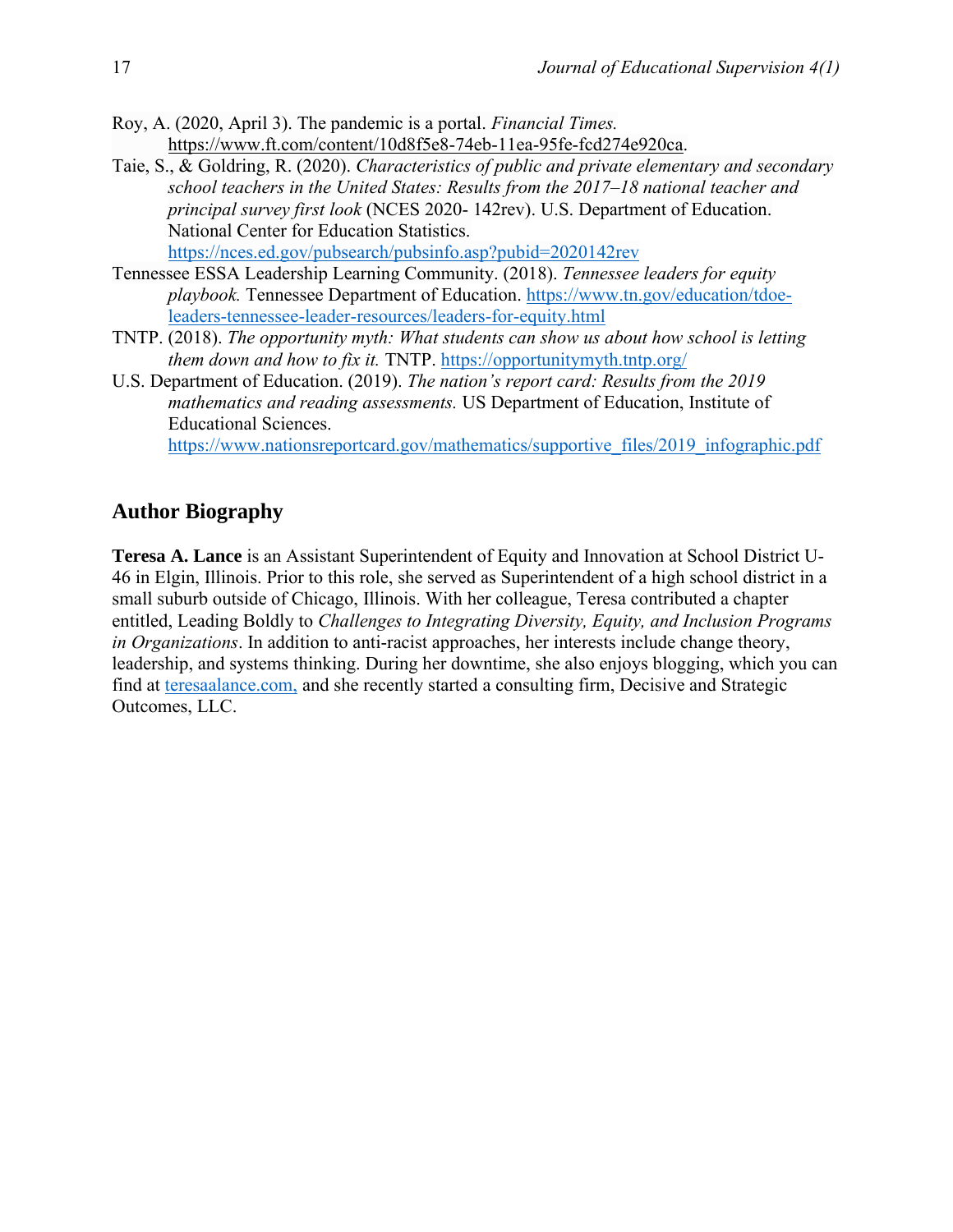Roy, A. (2020, April 3). The pandemic is a portal. *Financial Times.* https://www.ft.com/content/10d8f5e8-74eb-11ea-95fe-fcd274e920ca.

Taie, S., & Goldring, R. (2020). *Characteristics of public and private elementary and secondary school teachers in the United States: Results from the 2017–18 national teacher and principal survey first look* (NCES 2020- 142rev). U.S. Department of Education. National Center for Education Statistics. https://nces.ed.gov/pubsearch/pubsinfo.asp?pubid=2020142rev

Tennessee ESSA Leadership Learning Community. (2018). *Tennessee leaders for equity playbook.* Tennessee Department of Education. https://www.tn.gov/education/tdoe-leaders-tennessee-leader-resources/leaders-for-equity.html

TNTP. (2018). *The opportunity myth: What students can show us about how school is letting them down and how to fix it.* TNTP. https://opportunitymyth.tntp.org/

U.S. Department of Education. (2019). *The nation's report card: Results from the 2019 mathematics and reading assessments.* US Department of Education, Institute of Educational Sciences. https://www.nationsreportcard.gov/mathematics/supportive_files/2019_infographic.pdf

## Author Biography

**Teresa A. Lance** is an Assistant Superintendent of Equity and Innovation at School District U-46 in Elgin, Illinois. Prior to this role, she served as Superintendent of a high school district in a small suburb outside of Chicago, Illinois. With her colleague, Teresa contributed a chapter entitled, Leading Boldly to *Challenges to Integrating Diversity, Equity, and Inclusion Programs in Organizations*. In addition to anti-racist approaches, her interests include change theory, leadership, and systems thinking. During her downtime, she also enjoys blogging, which you can find at teresaalance.com, and she recently started a consulting firm, Decisive and Strategic Outcomes, LLC.